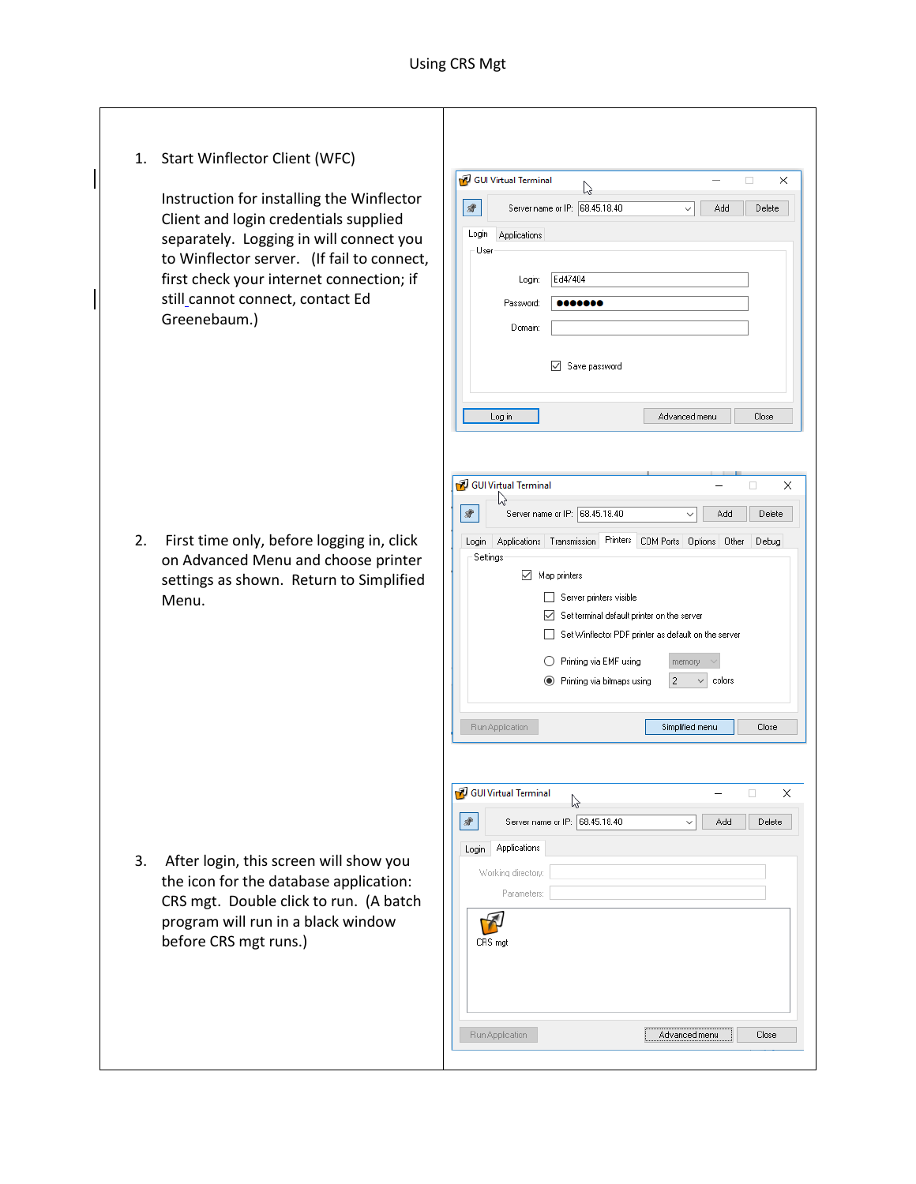# Using CRS Mgt

1. Start Winflector Client (WFC)

   Instruction for installing the Winflector Client and login credentials supplied separately. Logging in will connect you to Winflector server. (If fail to connect, first check your internet connection; if still cannot connect, contact Ed Greenebaum.)

2. First time only, before logging in, click on Advanced Menu and choose printer settings as shown. Return to Simplified Menu.

3. After login, this screen will show you the icon for the database application: CRS mgt. Double click to run. (A batch program will run in a black window before CRS mgt runs.)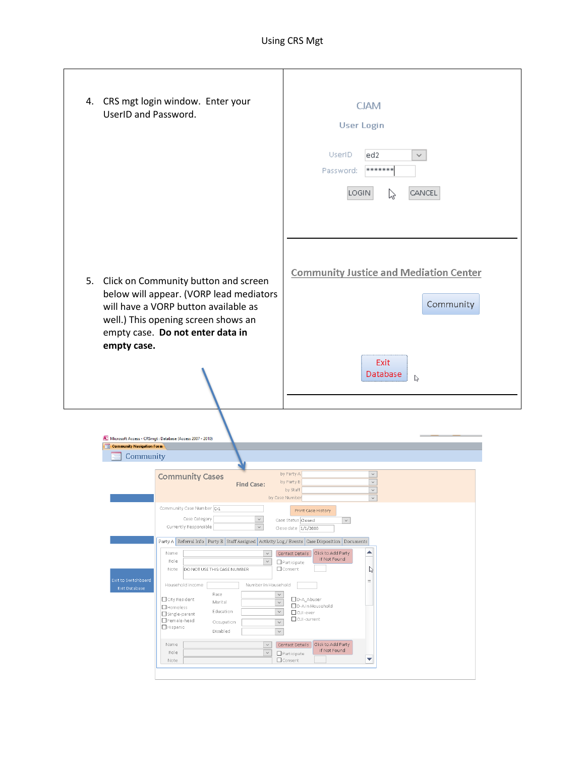| | |
|---|---|
| 4. CRS mgt login window. Enter your UserID and Password. | CJAM<br>User Login<br>UserID ed2<br>Password: *******<br>LOGIN CANCEL |
| 5. Click on Community button and screen below will appear. (VORP lead mediators will have a VORP button available as well.) This opening screen shows an empty case. **Do not enter data in empty case.** | Community Justice and Mediation Center<br>Community<br>Exit Database |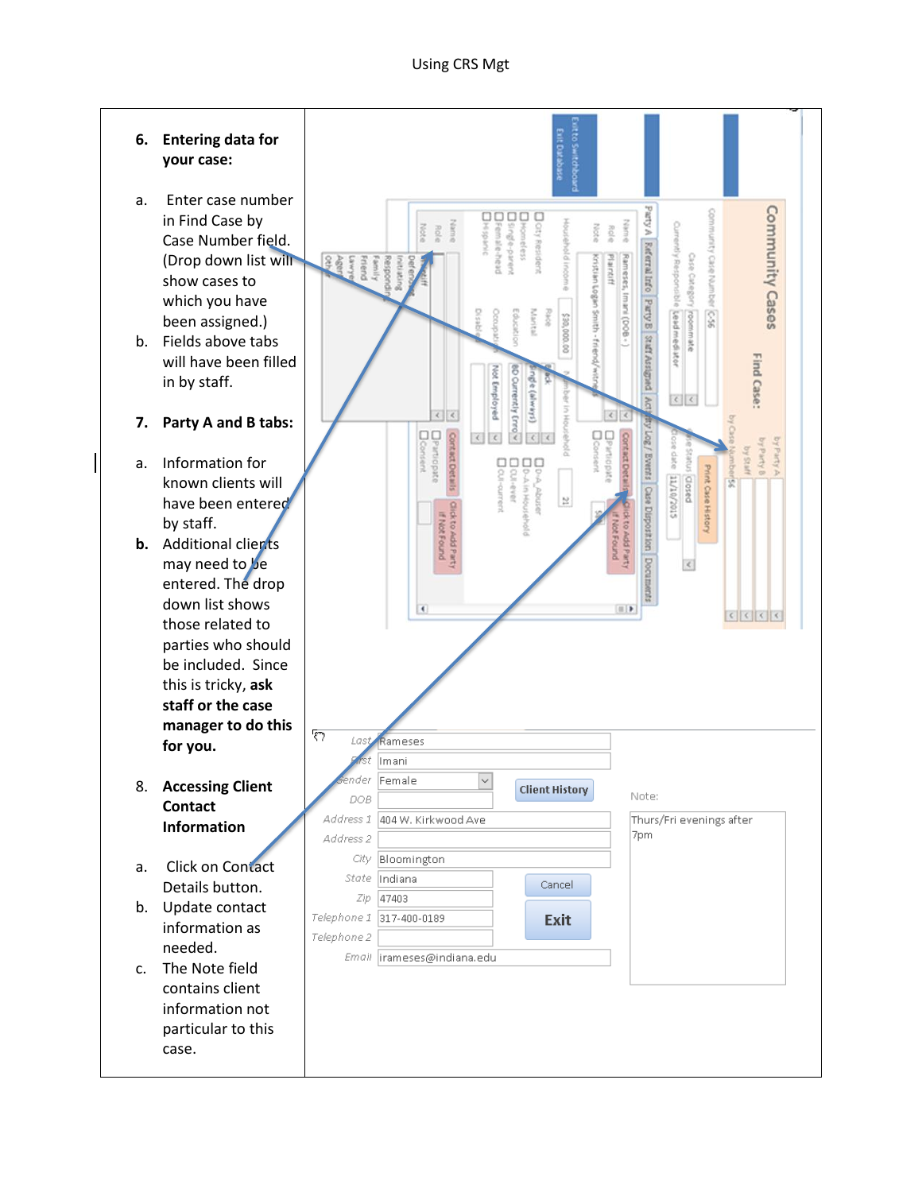**6. Entering data for your case:**

a. Enter case number in Find Case by Case Number field. (Drop down list will show cases to which you have been assigned.)

b. Fields above tabs will have been filled in by staff.

**7. Party A and B tabs:**

a. Information for known clients will have been entered by staff.

**b.** Additional clients may need to be entered. The drop down list shows those related to parties who should be included. Since this is tricky, **ask staff or the case manager to do this for you.**

**8. Accessing Client Contact Information**

a. Click on Contact Details button.

b. Update contact information as needed.

c. The Note field contains client information not particular to this case.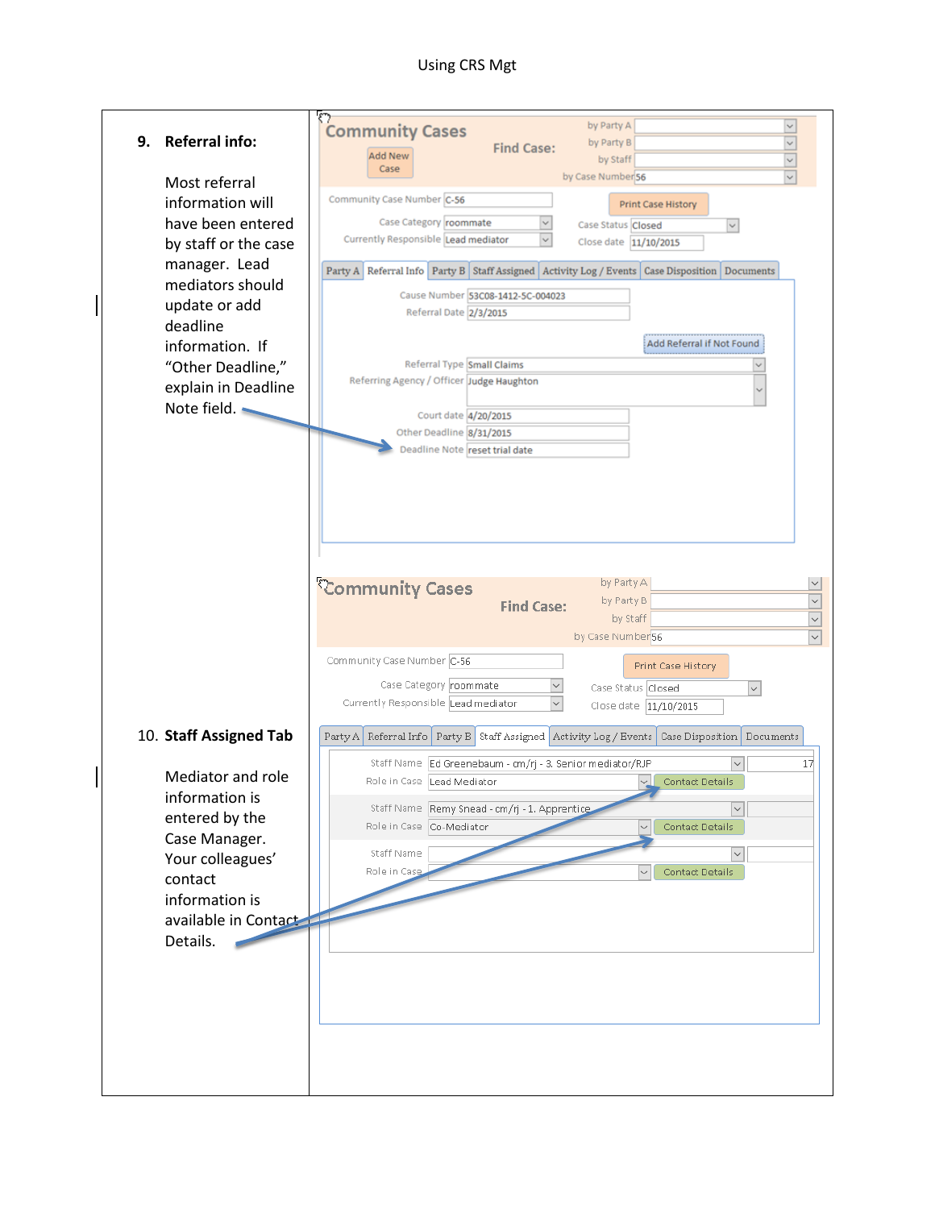9. **Referral info:**

   Most referral information will have been entered by staff or the case manager. Lead mediators should update or add deadline information. If "Other Deadline," explain in Deadline Note field.

| | | | |
|---|---|---|---|
| **Community Cases** | Find Case: | by Party A | |
| Add New Case | | by Party B | |
| | | by Staff | |
| | | by Case Number | 56 |
| Community Case Number | C-56 | Print Case History | |
| Case Category | roommate | Case Status | Closed |
| Currently Responsible | Lead mediator | Close date | 11/10/2015 |

Party A | Referral Info | Party B | Staff Assigned | Activity Log / Events | Case Disposition | Documents

| | |
|---|---|
| Cause Number | 53C08-1412-SC-004023 |
| Referral Date | 2/3/2015 |
| | Add Referral if Not Found |
| Referral Type | Small Claims |
| Referring Agency / Officer | Judge Haughton |
| Court date | 4/20/2015 |
| Other Deadline | 8/31/2015 |
| Deadline Note | reset trial date |

10. **Staff Assigned Tab**

    Mediator and role information is entered by the Case Manager. Your colleagues' contact information is available in Contact Details.

| | | | |
|---|---|---|---|
| **Community Cases** | Find Case: | by Party A | |
| | | by Party B | |
| | | by Staff | |
| | | by Case Number | 56 |
| Community Case Number | C-56 | Print Case History | |
| Case Category | roommate | Case Status | Closed |
| Currently Responsible | Lead mediator | Close date | 11/10/2015 |

Party A | Referral Info | Party B | Staff Assigned | Activity Log / Events | Case Disposition | Documents

| | | |
|---|---|---|
| Staff Name | Ed Greenebaum - cm/rj - 3. Senior mediator/RJP | 17 |
| Role in Case | Lead Mediator | Contact Details |
| Staff Name | Remy Snead - cm/rj - 1. Apprentice | |
| Role in Case | Co-Mediator | Contact Details |
| Staff Name | | |
| Role in Case | | Contact Details |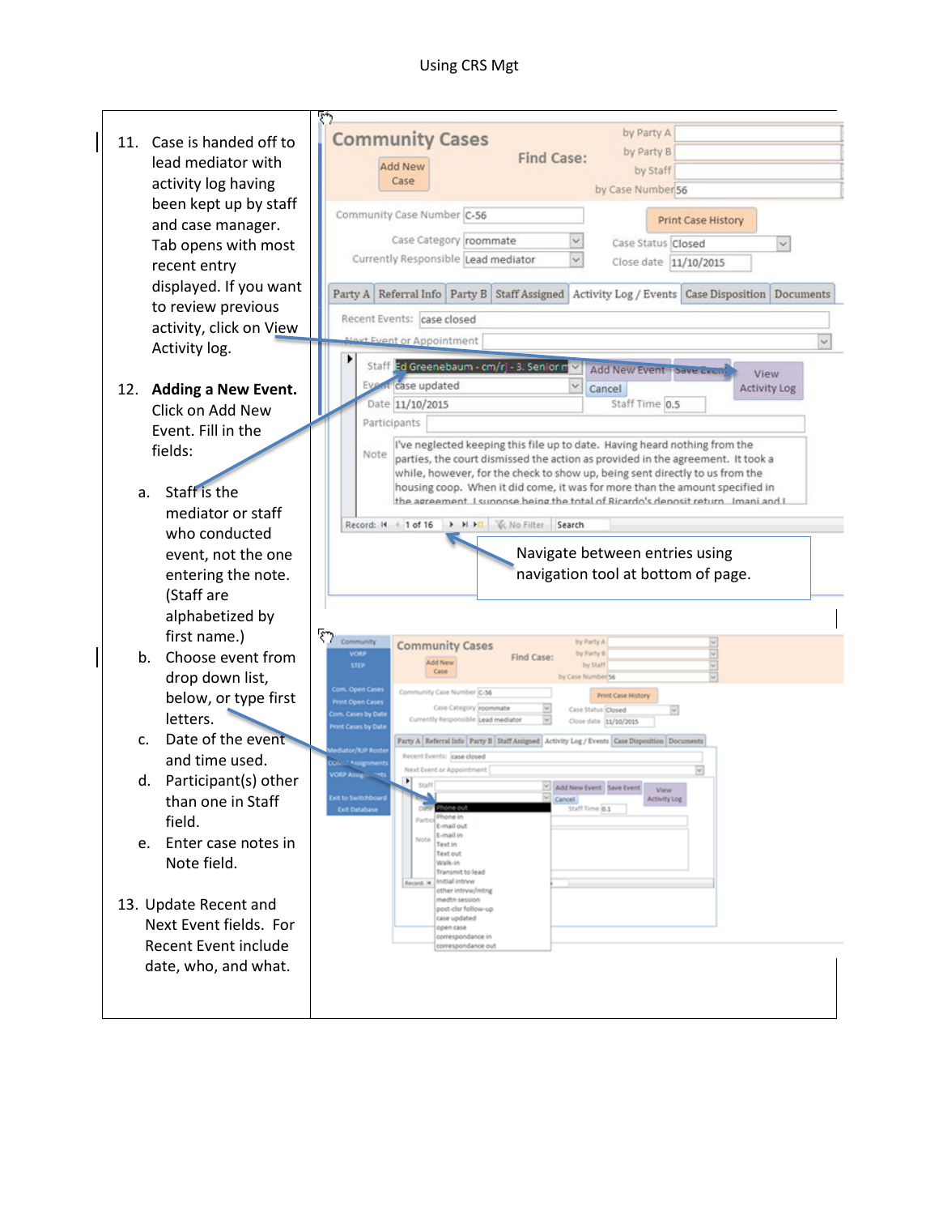11. Case is handed off to lead mediator with activity log having been kept up by staff and case manager. Tab opens with most recent entry displayed. If you want to review previous activity, click on View Activity log.

12. **Adding a New Event.** Click on Add New Event. Fill in the fields:

    a. Staff is the mediator or staff who conducted event, not the one entering the note. (Staff are alphabetized by first name.)
    
    b. Choose event from drop down list, below, or type first letters.
    
    c. Date of the event and time used.
    
    d. Participant(s) other than one in Staff field.
    
    e. Enter case notes in Note field.

13. Update Recent and Next Event fields. For Recent Event include date, who, and what.

Navigate between entries using navigation tool at bottom of page.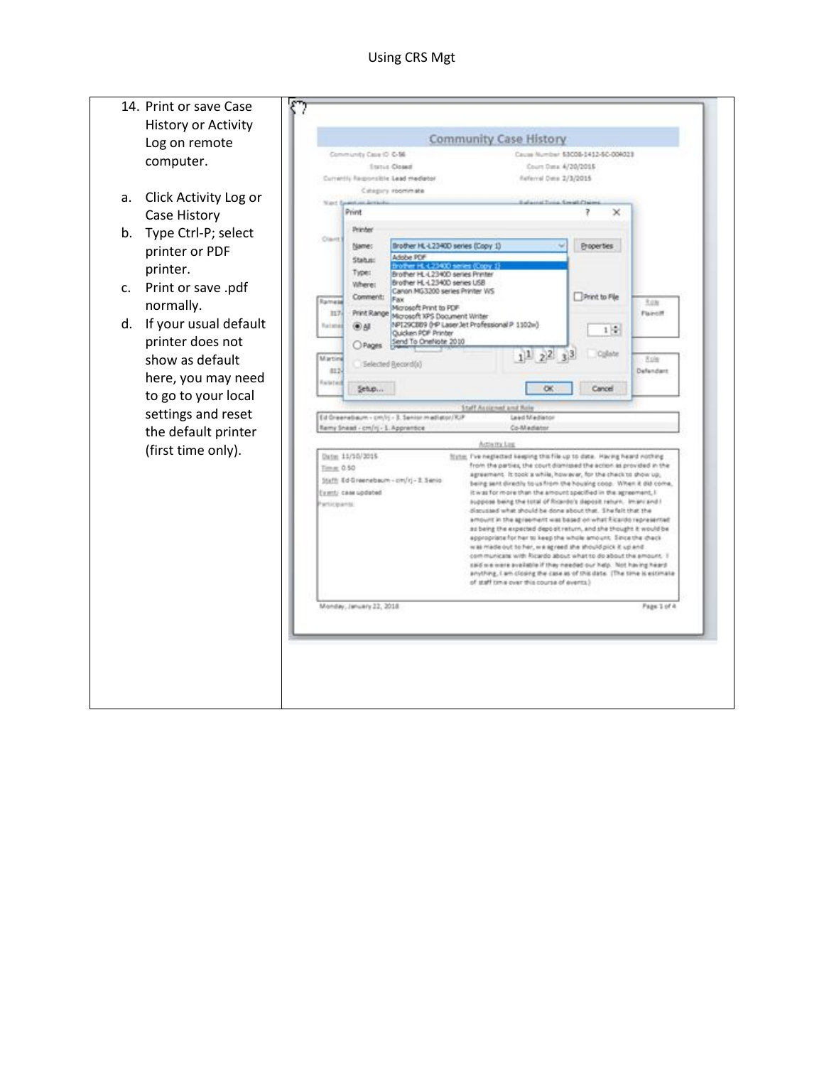| | |
|---|---|
| 14. Print or save Case History or Activity Log on remote computer.<br><br>a. Click Activity Log or Case History<br>b. Type Ctrl-P; select printer or PDF printer.<br>c. Print or save .pdf normally.<br>d. If your usual default printer does not show as default here, you may need to go to your local settings and reset the default printer (first time only). | |